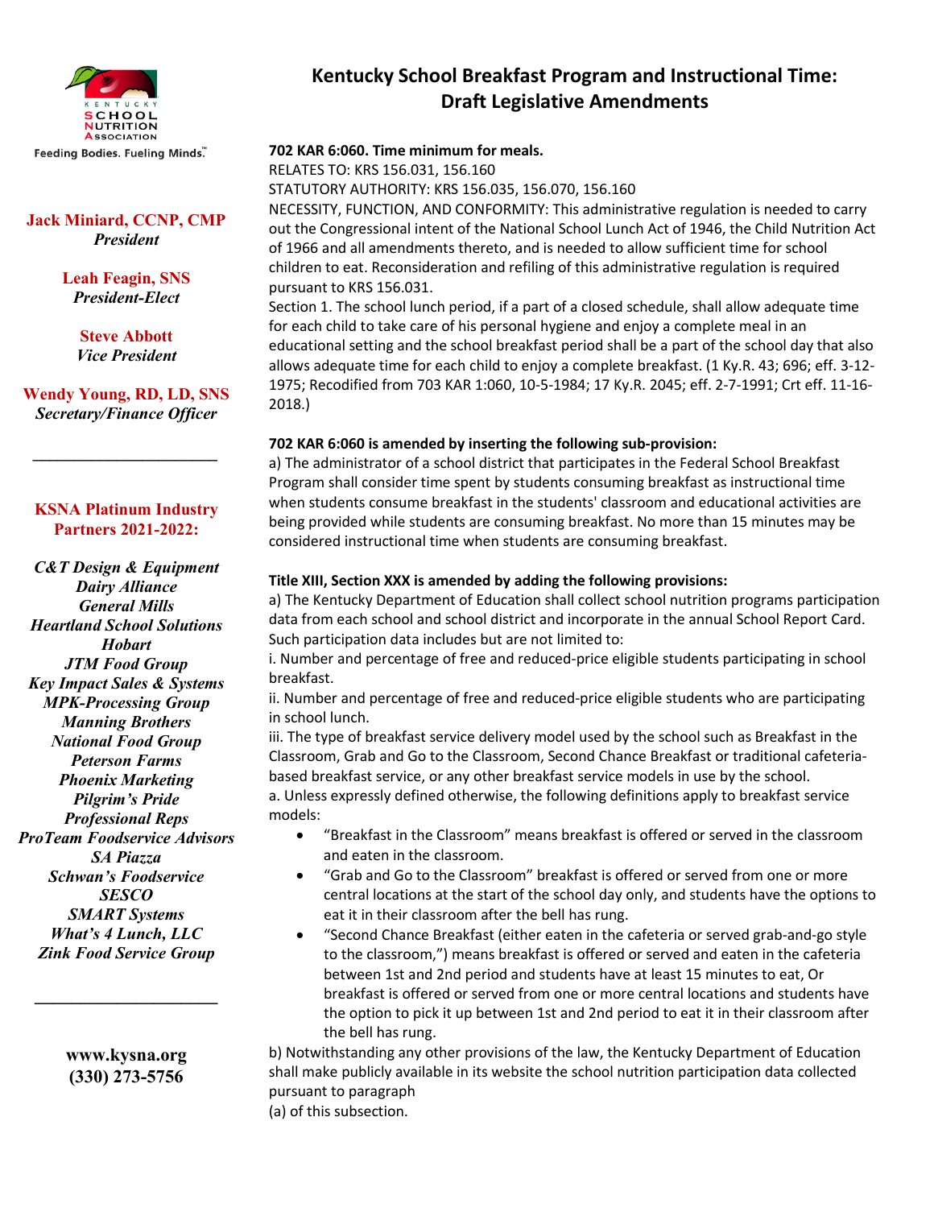KENTUCKY SCHOOL NUTRITION ASSOCIATION

Feeding Bodies. Fueling Minds.™

**Jack Miniard, CCNP, CMP**
*President*

**Leah Feagin, SNS**
*President-Elect*

**Steve Abbott**
*Vice President*

**Wendy Young, RD, LD, SNS**
*Secretary/Finance Officer*

---

**KSNA Platinum Industry Partners 2021-2022:**

*C&T Design & Equipment*
*Dairy Alliance*
*General Mills*
*Heartland School Solutions*
*Hobart*
*JTM Food Group*
*Key Impact Sales & Systems*
*MPK-Processing Group*
*Manning Brothers*
*National Food Group*
*Peterson Farms*
*Phoenix Marketing*
*Pilgrim's Pride*
*Professional Reps*
*ProTeam Foodservice Advisors*
*SA Piazza*
*Schwan's Foodservice*
*SESCO*
*SMART Systems*
*What's 4 Lunch, LLC*
*Zink Food Service Group*

---

**www.kysna.org**
**(330) 273-5756**

# Kentucky School Breakfast Program and Instructional Time: Draft Legislative Amendments

**702 KAR 6:060. Time minimum for meals.**
RELATES TO: KRS 156.031, 156.160
STATUTORY AUTHORITY: KRS 156.035, 156.070, 156.160
NECESSITY, FUNCTION, AND CONFORMITY: This administrative regulation is needed to carry out the Congressional intent of the National School Lunch Act of 1946, the Child Nutrition Act of 1966 and all amendments thereto, and is needed to allow sufficient time for school children to eat. Reconsideration and refiling of this administrative regulation is required pursuant to KRS 156.031.
Section 1. The school lunch period, if a part of a closed schedule, shall allow adequate time for each child to take care of his personal hygiene and enjoy a complete meal in an educational setting and the school breakfast period shall be a part of the school day that also allows adequate time for each child to enjoy a complete breakfast. (1 Ky.R. 43; 696; eff. 3-12-1975; Recodified from 703 KAR 1:060, 10-5-1984; 17 Ky.R. 2045; eff. 2-7-1991; Crt eff. 11-16-2018.)

**702 KAR 6:060 is amended by inserting the following sub-provision:**
a) The administrator of a school district that participates in the Federal School Breakfast Program shall consider time spent by students consuming breakfast as instructional time when students consume breakfast in the students' classroom and educational activities are being provided while students are consuming breakfast. No more than 15 minutes may be considered instructional time when students are consuming breakfast.

**Title XIII, Section XXX is amended by adding the following provisions:**
a) The Kentucky Department of Education shall collect school nutrition programs participation data from each school and school district and incorporate in the annual School Report Card. Such participation data includes but are not limited to:
i. Number and percentage of free and reduced-price eligible students participating in school breakfast.
ii. Number and percentage of free and reduced-price eligible students who are participating in school lunch.
iii. The type of breakfast service delivery model used by the school such as Breakfast in the Classroom, Grab and Go to the Classroom, Second Chance Breakfast or traditional cafeteria-based breakfast service, or any other breakfast service models in use by the school.
a. Unless expressly defined otherwise, the following definitions apply to breakfast service models:

- "Breakfast in the Classroom" means breakfast is offered or served in the classroom and eaten in the classroom.
- "Grab and Go to the Classroom" breakfast is offered or served from one or more central locations at the start of the school day only, and students have the options to eat it in their classroom after the bell has rung.
- "Second Chance Breakfast (either eaten in the cafeteria or served grab-and-go style to the classroom,") means breakfast is offered or served and eaten in the cafeteria between 1st and 2nd period and students have at least 15 minutes to eat, Or breakfast is offered or served from one or more central locations and students have the option to pick it up between 1st and 2nd period to eat it in their classroom after the bell has rung.

b) Notwithstanding any other provisions of the law, the Kentucky Department of Education shall make publicly available in its website the school nutrition participation data collected pursuant to paragraph
(a) of this subsection.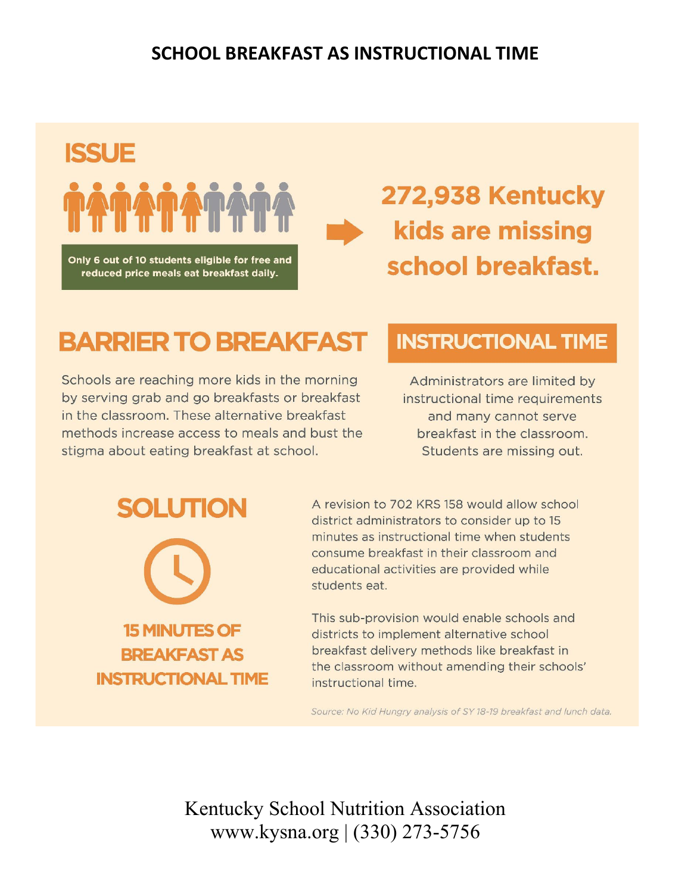# SCHOOL BREAKFAST AS INSTRUCTIONAL TIME

## ISSUE

Only 6 out of 10 students eligible for free and reduced price meals eat breakfast daily.

**272,938 Kentucky kids are missing school breakfast.**

## BARRIER TO BREAKFAST

Schools are reaching more kids in the morning by serving grab and go breakfasts or breakfast in the classroom. These alternative breakfast methods increase access to meals and bust the stigma about eating breakfast at school.

## INSTRUCTIONAL TIME

Administrators are limited by instructional time requirements and many cannot serve breakfast in the classroom. Students are missing out.

## SOLUTION

**15 MINUTES OF BREAKFAST AS INSTRUCTIONAL TIME**

A revision to 702 KRS 158 would allow school district administrators to consider up to 15 minutes as instructional time when students consume breakfast in their classroom and educational activities are provided while students eat.

This sub-provision would enable schools and districts to implement alternative school breakfast delivery methods like breakfast in the classroom without amending their schools' instructional time.

*Source: No Kid Hungry analysis of SY 18-19 breakfast and lunch data.*

Kentucky School Nutrition Association
www.kysna.org | (330) 273-5756